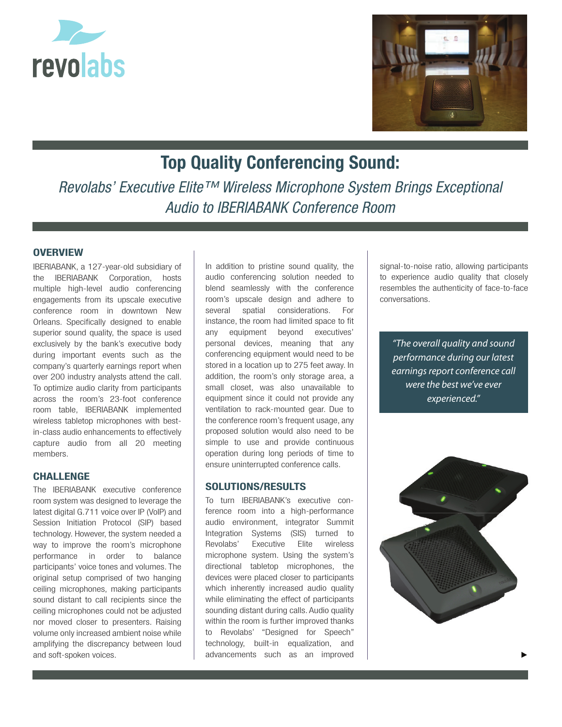revolabs

# Top Quality Conferencing Sound:

*Revolabs' Executive Elite™ Wireless Microphone System Brings Exceptional Audio to IBERIABANK Conference Room*

## OVERVIEW

IBERIABANK, a 127-year-old subsidiary of the IBERIABANK Corporation, hosts multiple high-level audio conferencing engagements from its upscale executive conference room in downtown New Orleans. Specifically designed to enable superior sound quality, the space is used exclusively by the bank's executive body during important events such as the company's quarterly earnings report when over 200 industry analysts attend the call. To optimize audio clarity from participants across the room's 23-foot conference room table, IBERIABANK implemented wireless tabletop microphones with best-in-class audio enhancements to effectively capture audio from all 20 meeting members.

## CHALLENGE

The IBERIABANK executive conference room system was designed to leverage the latest digital G.711 voice over IP (VoIP) and Session Initiation Protocol (SIP) based technology. However, the system needed a way to improve the room's microphone performance in order to balance participants' voice tones and volumes. The original setup comprised of two hanging ceiling microphones, making participants sound distant to call recipients since the ceiling microphones could not be adjusted nor moved closer to presenters. Raising volume only increased ambient noise while amplifying the discrepancy between loud and soft-spoken voices.

In addition to pristine sound quality, the audio conferencing solution needed to blend seamlessly with the conference room's upscale design and adhere to several spatial considerations. For instance, the room had limited space to fit any equipment beyond executives' personal devices, meaning that any conferencing equipment would need to be stored in a location up to 275 feet away. In addition, the room's only storage area, a small closet, was also unavailable to equipment since it could not provide any ventilation to rack-mounted gear. Due to the conference room's frequent usage, any proposed solution would also need to be simple to use and provide continuous operation during long periods of time to ensure uninterrupted conference calls.

## SOLUTIONS/RESULTS

To turn IBERIABANK's executive conference room into a high-performance audio environment, integrator Summit Integration Systems (SIS) turned to Revolabs' Executive Elite wireless microphone system. Using the system's directional tabletop microphones, the devices were placed closer to participants which inherently increased audio quality while eliminating the effect of participants sounding distant during calls. Audio quality within the room is further improved thanks to Revolabs' "Designed for Speech" technology, built-in equalization, and advancements such as an improved signal-to-noise ratio, allowing participants to experience audio quality that closely resembles the authenticity of face-to-face conversations.

> *"The overall quality and sound performance during our latest earnings report conference call were the best we've ever experienced."*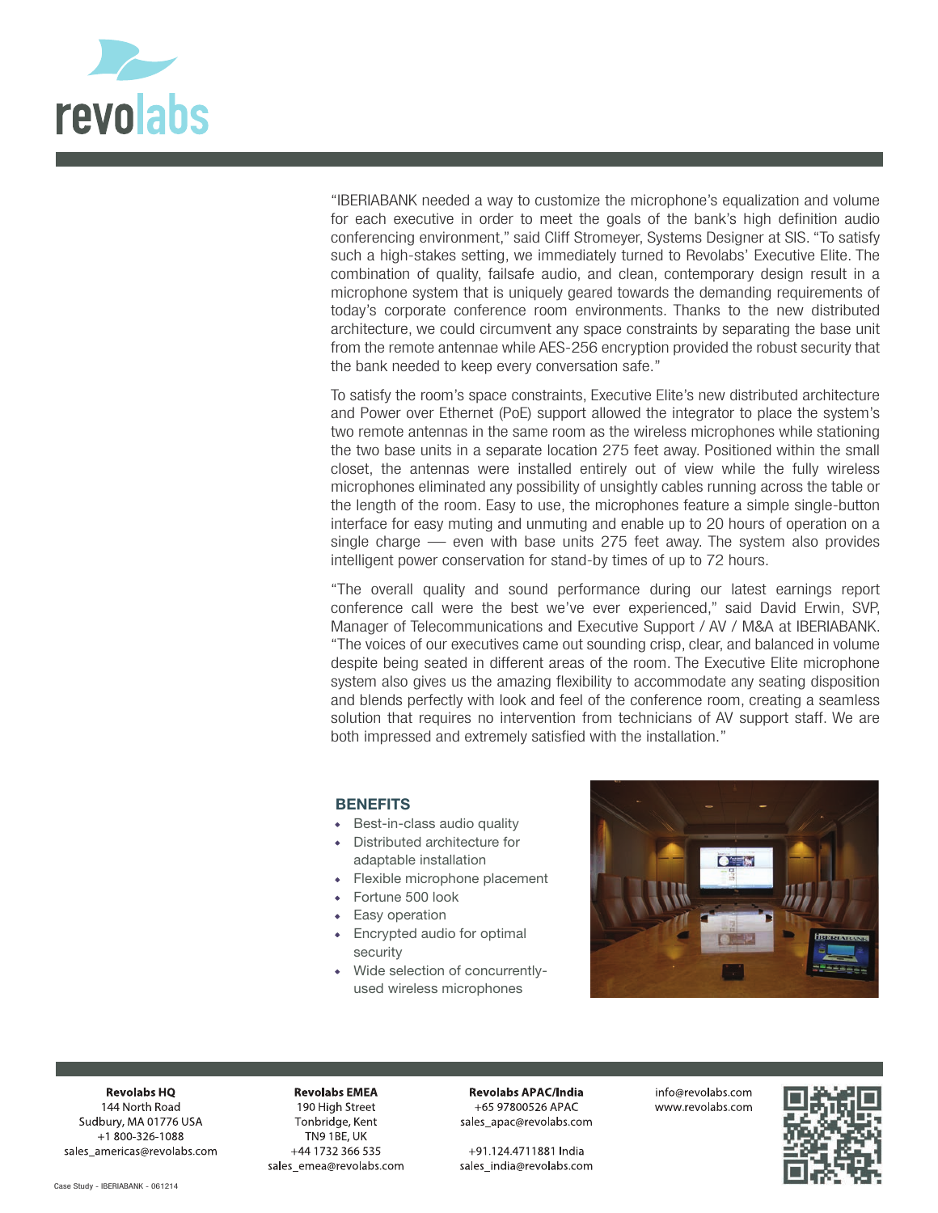“IBERIABANK needed a way to customize the microphone’s equalization and volume for each executive in order to meet the goals of the bank’s high definition audio conferencing environment,” said Cliff Stromeyer, Systems Designer at SIS. “To satisfy such a high-stakes setting, we immediately turned to Revolabs’ Executive Elite. The combination of quality, failsafe audio, and clean, contemporary design result in a microphone system that is uniquely geared towards the demanding requirements of today’s corporate conference room environments. Thanks to the new distributed architecture, we could circumvent any space constraints by separating the base unit from the remote antennae while AES-256 encryption provided the robust security that the bank needed to keep every conversation safe.”

To satisfy the room’s space constraints, Executive Elite’s new distributed architecture and Power over Ethernet (PoE) support allowed the integrator to place the system’s two remote antennas in the same room as the wireless microphones while stationing the two base units in a separate location 275 feet away. Positioned within the small closet, the antennas were installed entirely out of view while the fully wireless microphones eliminated any possibility of unsightly cables running across the table or the length of the room. Easy to use, the microphones feature a simple single-button interface for easy muting and unmuting and enable up to 20 hours of operation on a single charge — even with base units 275 feet away. The system also provides intelligent power conservation for stand-by times of up to 72 hours.

“The overall quality and sound performance during our latest earnings report conference call were the best we’ve ever experienced,” said David Erwin, SVP, Manager of Telecommunications and Executive Support / AV / M&A at IBERIABANK. “The voices of our executives came out sounding crisp, clear, and balanced in volume despite being seated in different areas of the room. The Executive Elite microphone system also gives us the amazing flexibility to accommodate any seating disposition and blends perfectly with look and feel of the conference room, creating a seamless solution that requires no intervention from technicians of AV support staff. We are both impressed and extremely satisfied with the installation.”

## BENEFITS

- Best-in-class audio quality
- Distributed architecture for adaptable installation
- Flexible microphone placement
- Fortune 500 look
- Easy operation
- Encrypted audio for optimal security
- Wide selection of concurrently-used wireless microphones

**Revolabs HQ**
144 North Road
Sudbury, MA 01776 USA
+1 800-326-1088
sales_americas@revolabs.com

**Revolabs EMEA**
190 High Street
Tonbridge, Kent
TN9 1BE, UK
+44 1732 366 535
sales_emea@revolabs.com

**Revolabs APAC/India**
+65 97800526 APAC
sales_apac@revolabs.com

+91.124.4711881 India
sales_india@revolabs.com

info@revolabs.com
www.revolabs.com

Case Study - IBERIABANK - 061214